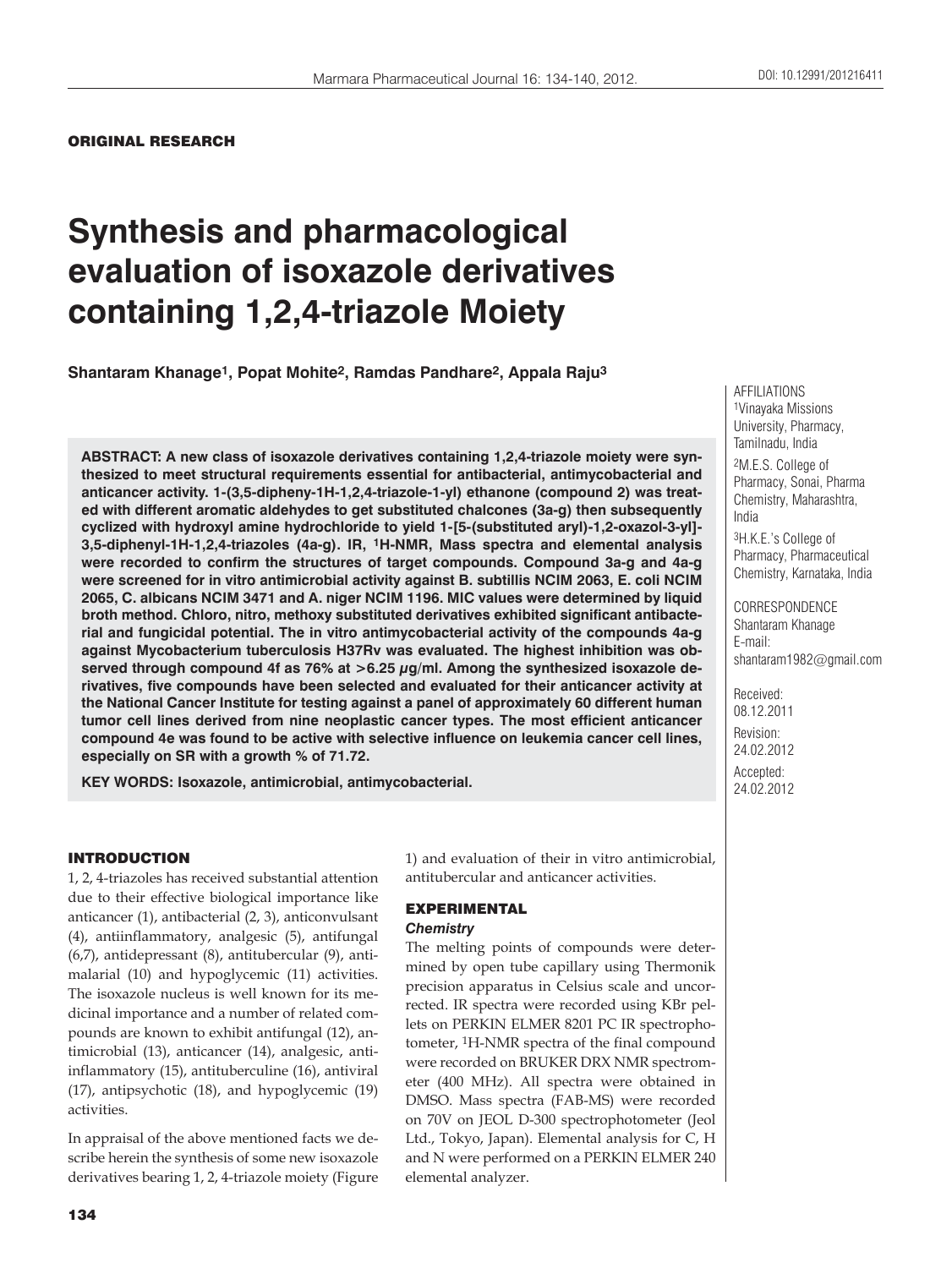**ORIGINAL RESEARCH**

# Synthesis and pharmacological evaluation of isoxazole derivatives containing 1,2,4-triazole Moiety

**Shantaram Khanage[1], Popat Mohite[2], Ramdas Pandhare[2], Appala Raju[3]**

AFFILIATIONS
[1]Vinayaka Missions University, Pharmacy, Tamilnadu, India
[2]M.E.S. College of Pharmacy, Sonai, Pharma Chemistry, Maharashtra, India
[3]H.K.E.'s College of Pharmacy, Pharmaceutical Chemistry, Karnataka, India

CORRESPONDENCE
Shantaram Khanage
E-mail:
shantaram1982@gmail.com

Received: 08.12.2011
Revision: 24.02.2012
Accepted: 24.02.2012

**ABSTRACT: A new class of isoxazole derivatives containing 1,2,4-triazole moiety were synthesized to meet structural requirements essential for antibacterial, antimycobacterial and anticancer activity. 1-(3,5-dipheny-1H-1,2,4-triazole-1-yl) ethanone (compound 2) was treated with different aromatic aldehydes to get substituted chalcones (3a-g) then subsequently cyclized with hydroxyl amine hydrochloride to yield 1-[5-(substituted aryl)-1,2-oxazol-3-yl]-3,5-diphenyl-1H-1,2,4-triazoles (4a-g). IR, $^1$H-NMR, Mass spectra and elemental analysis were recorded to confirm the structures of target compounds. Compound 3a-g and 4a-g were screened for in vitro antimicrobial activity against B. subtillis NCIM 2063, E. coli NCIM 2065, C. albicans NCIM 3471 and A. niger NCIM 1196. MIC values were determined by liquid broth method. Chloro, nitro, methoxy substituted derivatives exhibited significant antibacterial and fungicidal potential. The in vitro antimycobacterial activity of the compounds 4a-g against Mycobacterium tuberculosis H37Rv was evaluated. The highest inhibition was observed through compound 4f as 76% at >6.25 µg/ml. Among the synthesized isoxazole derivatives, five compounds have been selected and evaluated for their anticancer activity at the National Cancer Institute for testing against a panel of approximately 60 different human tumor cell lines derived from nine neoplastic cancer types. The most efficient anticancer compound 4e was found to be active with selective influence on leukemia cancer cell lines, especially on SR with a growth % of 71.72.**

**KEY WORDS: Isoxazole, antimicrobial, antimycobacterial.**

## INTRODUCTION

1, 2, 4-triazoles has received substantial attention due to their effective biological importance like anticancer (1), antibacterial (2, 3), anticonvulsant (4), antiinflammatory, analgesic (5), antifungal (6,7), antidepressant (8), antitubercular (9), antimalarial (10) and hypoglycemic (11) activities. The isoxazole nucleus is well known for its medicinal importance and a number of related compounds are known to exhibit antifungal (12), antimicrobial (13), anticancer (14), analgesic, antiinflammatory (15), antituberculine (16), antiviral (17), antipsychotic (18), and hypoglycemic (19) activities.

In appraisal of the above mentioned facts we describe herein the synthesis of some new isoxazole derivatives bearing 1, 2, 4-triazole moiety (Figure 1) and evaluation of their in vitro antimicrobial, antitubercular and anticancer activities.

## EXPERIMENTAL

### *Chemistry*

The melting points of compounds were determined by open tube capillary using Thermonik precision apparatus in Celsius scale and uncorrected. IR spectra were recorded using KBr pellets on PERKIN ELMER 8201 PC IR spectrophotometer, $^1$H-NMR spectra of the final compound were recorded on BRUKER DRX NMR spectrometer (400 MHz). All spectra were obtained in DMSO. Mass spectra (FAB-MS) were recorded on 70V on JEOL D-300 spectrophotometer (Jeol Ltd., Tokyo, Japan). Elemental analysis for C, H and N were performed on a PERKIN ELMER 240 elemental analyzer.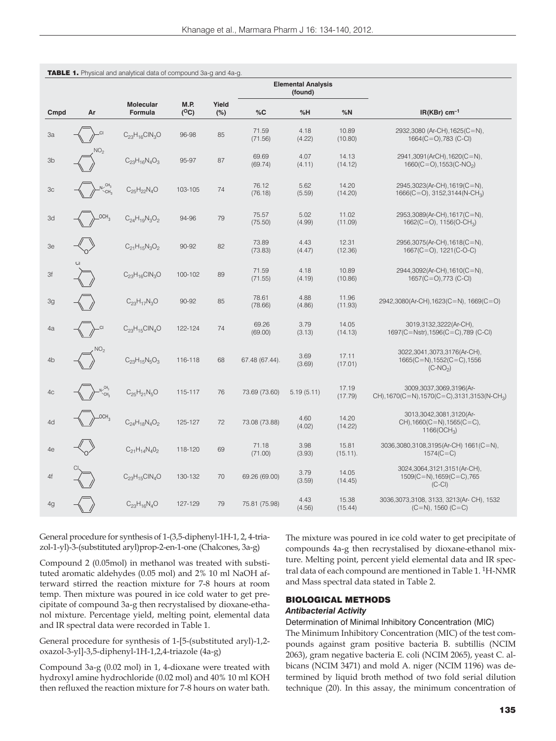**TABLE 1.** Physical and analytical data of compound 3a-g and 4a-g.

| Cmpd | Ar | Molecular Formula | M.P. ($^{O}$C) | Yield (%) | Elemental Analysis (found) %C | %H | %N | IR(KBr) cm$^{-1}$ |
|---|---|---|---|---|---|---|---|---|
| 3a | 4-Cl-C$_6$H$_4$ | $C_{23}H_{16}ClN_3O$ | 96-98 | 85 | 71.59 (71.56) | 4.18 (4.22) | 10.89 (10.80) | 2932,3080 (Ar-CH),1625(C=N), 1664(C=O),783 (C-Cl) |
| 3b | 2-NO$_2$-C$_6$H$_4$ | $C_{23}H_{16}N_4O_3$ | 95-97 | 87 | 69.69 (69.74) | 4.07 (4.11) | 14.13 (14.12) | 2941,3091(ArCH),1620(C=N), 1660(C=O),1553(C-NO$_2$) |
| 3c | 4-N(CH$_3$)$_2$-C$_6$H$_4$ | $C_{25}H_{22}N_4O$ | 103-105 | 74 | 76.12 (76.18) | 5.62 (5.59) | 14.20 (14.20) | 2945,3023(Ar-CH),1619(C=N), 1666(C=O), 3152,3144(N-CH$_3$) |
| 3d | 4-OCH$_3$-C$_6$H$_4$ | $C_{24}H_{19}N_3O_2$ | 94-96 | 79 | 75.57 (75.50) | 5.02 (4.99) | 11.02 (11.09) | 2953,3089(Ar-CH),1617(C=N), 1662(C=O), 1156(O-CH$_3$) |
| 3e | Furyl | $C_{21}H_{15}N_3O_2$ | 90-92 | 82 | 73.89 (73.83) | 4.43 (4.47) | 12.31 (12.36) | 2956,3075(Ar-CH),1618(C=N), 1667(C=O), 1221(C-O-C) |
| 3f | 2-Cl-C$_6$H$_4$ | $C_{23}H_{16}ClN_3O$ | 100-102 | 89 | 71.59 (71.55) | 4.18 (4.19) | 10.89 (10.86) | 2944,3092(Ar-CH),1610(C=N), 1657(C=O),773 (C-Cl) |
| 3g | C$_6$H$_5$ | $C_{23}H_{17}N_3O$ | 90-92 | 85 | 78.61 (78.66) | 4.88 (4.86) | 11.96 (11.93) | 2942,3080(Ar-CH),1623(C=N), 1669(C=O) |
| 4a | 4-Cl-C$_6$H$_4$ | $C_{23}H_{15}ClN_4O$ | 122-124 | 74 | 69.26 (69.00) | 3.79 (3.13) | 14.05 (14.13) | 3019,3132,3222(Ar-CH), 1697(C=Nstr),1596(C=C),789 (C-Cl) |
| 4b | 2-NO$_2$-C$_6$H$_4$ | $C_{23}H_{15}N_5O_3$ | 116-118 | 68 | 67.48 (67.44). | 3.69 (3.69) | 17.11 (17.01) | 3022,3041,3073,3176(Ar-CH), 1665(C=N),1552(C=C),1556 (C-NO$_2$) |
| 4c | 4-N(CH$_3$)$_2$-C$_6$H$_4$ | $C_{25}H_{21}N_5O$ | 115-117 | 76 | 73.69 (73.60) | 5.19 (5.11) | 17.19 (17.79) | 3009,3037,3069,3196(Ar-CH),1670(C=N),1570(C=C),3131,3153(N-CH$_3$) |
| 4d | 4-OCH$_3$-C$_6$H$_4$ | $C_{24}H_{18}N_4O_2$ | 125-127 | 72 | 73.08 (73.88) | 4.60 (4.02) | 14.20 (14.22) | 3013,3042,3081,3120(Ar-CH),1660(C=N),1565(C=C), 1166(OCH$_3$) |
| 4e | Furyl | $C_{21}H_{14}N_4O_2$ | 118-120 | 69 | 71.18 (71.00) | 3.98 (3.93) | 15.81 (15.11). | 3036,3080,3108,3195(Ar-CH) 1661(C=N), 1574(C=C) |
| 4f | 2-Cl-C$_6$H$_4$ | $C_{23}H_{15}ClN_4O$ | 130-132 | 70 | 69.26 (69.00) | 3.79 (3.59) | 14.05 (14.45) | 3024,3064,3121,3151(Ar-CH), 1509(C=N),1659(C=C),765 (C-Cl) |
| 4g | C$_6$H$_5$ | $C_{23}H_{16}N_4O$ | 127-129 | 79 | 75.81 (75.98) | 4.43 (4.56) | 15.38 (15.44) | 3036,3073,3108, 3133, 3213(Ar- CH), 1532 (C=N), 1560 (C=C) |

General procedure for synthesis of 1-(3,5-diphenyl-1H-1, 2, 4-triazol-1-yl)-3-(substituted aryl)prop-2-en-1-one (Chalcones, 3a-g)

Compound 2 (0.05mol) in methanol was treated with substituted aromatic aldehydes (0.05 mol) and 2% 10 ml NaOH afterward stirred the reaction mixture for 7-8 hours at room temp. Then mixture was poured in ice cold water to get precipitate of compound 3a-g then recrystalised by dioxane-ethanol mixture. Percentage yield, melting point, elemental data and IR spectral data were recorded in Table 1.

General procedure for synthesis of 1-[5-(substituted aryl)-1,2-oxazol-3-yl]-3,5-diphenyl-1H-1,2,4-triazole (4a-g)

Compound 3a-g (0.02 mol) in 1, 4-dioxane were treated with hydroxyl amine hydrochloride (0.02 mol) and 40% 10 ml KOH then refluxed the reaction mixture for 7-8 hours on water bath. The mixture was poured in ice cold water to get precipitate of compounds 4a-g then recrystalised by dioxane-ethanol mixture. Melting point, percent yield elemental data and IR spectral data of each compound are mentioned in Table 1. $^{1}$H-NMR and Mass spectral data stated in Table 2.

## BIOLOGICAL METHODS

### *Antibacterial Activity*

Determination of Minimal Inhibitory Concentration (MIC)

The Minimum Inhibitory Concentration (MIC) of the test compounds against gram positive bacteria B. subtillis (NCIM 2063), gram negative bacteria E. coli (NCIM 2065), yeast C. albicans (NCIM 3471) and mold A. niger (NCIM 1196) was determined by liquid broth method of two fold serial dilution technique (20). In this assay, the minimum concentration of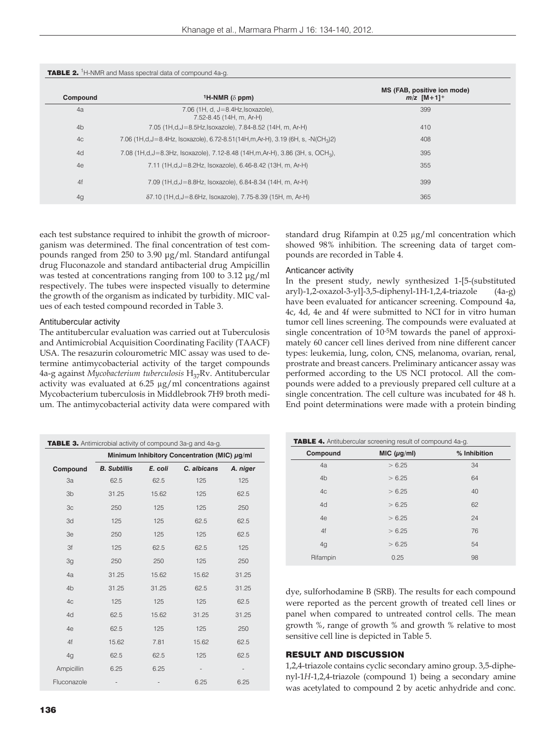**TABLE 2.** $^{1}$H-NMR and Mass spectral data of compound 4a-g.

| Compound | $^{1}$H-NMR (δ ppm) | MS (FAB, positive ion mode) $m/z$ $[M+1]^+$ |
|---|---|---|
| 4a | 7.06 (1H, d, J=8.4Hz,Isoxazole), 7.52-8.45 (14H, m, Ar-H) | 399 |
| 4b | 7.05 (1H,d,J=8.5Hz,Isoxazole), 7.84-8.52 (14H, m, Ar-H) | 410 |
| 4c | 7.06 (1H,d,J=8.4Hz, Isoxazole), 6.72-8.51(14H,m,Ar-H), 3.19 (6H, s, $-N(CH_3)2$) | 408 |
| 4d | 7.08 (1H,d,J=8.3Hz, Isoxazole), 7.12-8.48 (14H,m,Ar-H), 3.86 (3H, s, $OCH_3$), | 395 |
| 4e | 7.11 (1H,d,J=8.2Hz, Isoxazole), 6.46-8.42 (13H, m, Ar-H) | 355 |
| 4f | 7.09 (1H,d,J=8.8Hz, Isoxazole), 6.84-8.34 (14H, m, Ar-H) | 399 |
| 4g | δ7.10 (1H,d,J=8.6Hz, Isoxazole), 7.75-8.39 (15H, m, Ar-H) | 365 |

each test substance required to inhibit the growth of microorganism was determined. The final concentration of test compounds ranged from 250 to 3.90 µg/ml. Standard antifungal drug Fluconazole and standard antibacterial drug Ampicillin was tested at concentrations ranging from 100 to 3.12 µg/ml respectively. The tubes were inspected visually to determine the growth of the organism as indicated by turbidity. MIC values of each tested compound recorded in Table 3.

### Antitubercular activity

The antitubercular evaluation was carried out at Tuberculosis and Antimicrobial Acquisition Coordinating Facility (TAACF) USA. The resazurin colourometric MIC assay was used to determine antimycobacterial activity of the target compounds 4a-g against *Mycobacterium tuberculosis* $H_{37}$Rv. Antitubercular activity was evaluated at 6.25 µg/ml concentrations against Mycobacterium tuberculosis in Middlebrook 7H9 broth medium. The antimycobacterial activity data were compared with standard drug Rifampin at 0.25 µg/ml concentration which showed 98% inhibition. The screening data of target compounds are recorded in Table 4.

**TABLE 3.** Antimicrobial activity of compound 3a-g and 4a-g.

| Compound | Minimum Inhibitory Concentration (MIC) µg/ml | | | |
|---|---|---|---|---|
| | *B. Subtillis* | *E. coli* | *C. albicans* | *A. niger* |
| 3a | 62.5 | 62.5 | 125 | 125 |
| 3b | 31.25 | 15.62 | 125 | 62.5 |
| 3c | 250 | 125 | 125 | 250 |
| 3d | 125 | 125 | 62.5 | 62.5 |
| 3e | 250 | 125 | 125 | 62.5 |
| 3f | 125 | 62.5 | 62.5 | 125 |
| 3g | 250 | 250 | 125 | 250 |
| 4a | 31.25 | 15.62 | 15.62 | 31.25 |
| 4b | 31.25 | 31.25 | 62.5 | 31.25 |
| 4c | 125 | 125 | 125 | 62.5 |
| 4d | 62.5 | 15.62 | 31.25 | 31.25 |
| 4e | 62.5 | 125 | 125 | 250 |
| 4f | 15.62 | 7.81 | 15.62 | 62.5 |
| 4g | 62.5 | 62.5 | 125 | 62.5 |
| Ampicillin | 6.25 | 6.25 | - | - |
| Fluconazole | - | - | 6.25 | 6.25 |

**TABLE 4.** Antitubercular screening result of compound 4a-g.

| Compound | MIC (µg/ml) | % Inhibition |
|---|---|---|
| 4a | > 6.25 | 34 |
| 4b | > 6.25 | 64 |
| 4c | > 6.25 | 40 |
| 4d | > 6.25 | 62 |
| 4e | > 6.25 | 24 |
| 4f | > 6.25 | 76 |
| 4g | > 6.25 | 54 |
| Rifampin | 0.25 | 98 |

### Anticancer activity

In the present study, newly synthesized 1-[5-(substituted aryl)-1,2-oxazol-3-yl]-3,5-diphenyl-1H-1,2,4-triazole (4a-g) have been evaluated for anticancer screening. Compound 4a, 4c, 4d, 4e and 4f were submitted to NCI for in vitro human tumor cell lines screening. The compounds were evaluated at single concentration of $10^{-5}$M towards the panel of approximately 60 cancer cell lines derived from nine different cancer types: leukemia, lung, colon, CNS, melanoma, ovarian, renal, prostrate and breast cancers. Preliminary anticancer assay was performed according to the US NCI protocol. All the compounds were added to a previously prepared cell culture at a single concentration. The cell culture was incubated for 48 h. End point determinations were made with a protein binding dye, sulforhodamine B (SRB). The results for each compound were reported as the percent growth of treated cell lines or panel when compared to untreated control cells. The mean growth %, range of growth % and growth % relative to most sensitive cell line is depicted in Table 5.

## RESULT AND DISCUSSION

1,2,4-triazole contains cyclic secondary amino group. 3,5-diphenyl-1*H*-1,2,4-triazole (compound 1) being a secondary amine was acetylated to compound 2 by acetic anhydride and conc.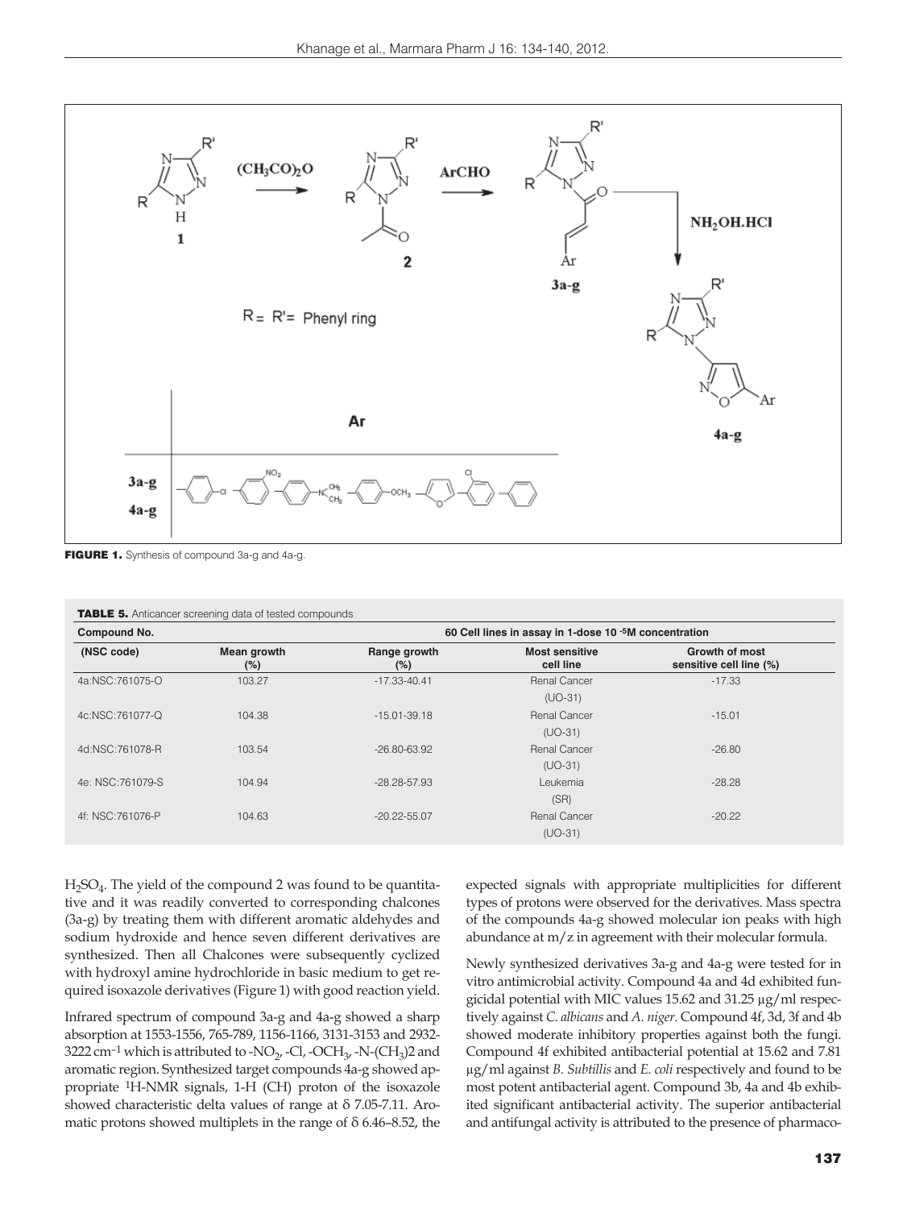**FIGURE 1.** Synthesis of compound 3a-g and 4a-g.

**TABLE 5.** Anticancer screening data of tested compounds

| Compound No. | 60 Cell lines in assay in 1-dose $10^{-5}$M concentration | | | |
|---|---|---|---|---|
| (NSC code) | Mean growth (%) | Range growth (%) | Most sensitive cell line | Growth of most sensitive cell line (%) |
| 4a:NSC:761075-O | 103.27 | -17.33-40.41 | Renal Cancer (UO-31) | -17.33 |
| 4c:NSC:761077-Q | 104.38 | -15.01-39.18 | Renal Cancer (UO-31) | -15.01 |
| 4d:NSC:761078-R | 103.54 | -26.80-63.92 | Renal Cancer (UO-31) | -26.80 |
| 4e: NSC:761079-S | 104.94 | -28.28-57.93 | Leukemia (SR) | -28.28 |
| 4f: NSC:761076-P | 104.63 | -20.22-55.07 | Renal Cancer (UO-31) | -20.22 |

$H_2SO_4$. The yield of the compound 2 was found to be quantitative and it was readily converted to corresponding chalcones (3a-g) by treating them with different aromatic aldehydes and sodium hydroxide and hence seven different derivatives are synthesized. Then all Chalcones were subsequently cyclized with hydroxyl amine hydrochloride in basic medium to get required isoxazole derivatives (Figure 1) with good reaction yield.

Infrared spectrum of compound 3a-g and 4a-g showed a sharp absorption at 1553-1556, 765-789, 1156-1166, 3131-3153 and 2932-3222 $cm^{-1}$ which is attributed to $-NO_2$, -Cl, $-OCH_3$, $-N-(CH_3)2$ and aromatic region. Synthesized target compounds 4a-g showed appropriate $^1H$-NMR signals, 1-H (CH) proton of the isoxazole showed characteristic delta values of range at δ 7.05-7.11. Aromatic protons showed multiplets in the range of δ 6.46–8.52, the expected signals with appropriate multiplicities for different types of protons were observed for the derivatives. Mass spectra of the compounds 4a-g showed molecular ion peaks with high abundance at m/z in agreement with their molecular formula.

Newly synthesized derivatives 3a-g and 4a-g were tested for in vitro antimicrobial activity. Compound 4a and 4d exhibited fungicidal potential with MIC values 15.62 and 31.25 µg/ml respectively against *C. albicans* and *A. niger*. Compound 4f, 3d, 3f and 4b showed moderate inhibitory properties against both the fungi. Compound 4f exhibited antibacterial potential at 15.62 and 7.81 µg/ml against *B. Subtillis* and *E. coli* respectively and found to be most potent antibacterial agent. Compound 3b, 4a and 4b exhibited significant antibacterial activity. The superior antibacterial and antifungal activity is attributed to the presence of pharmaco-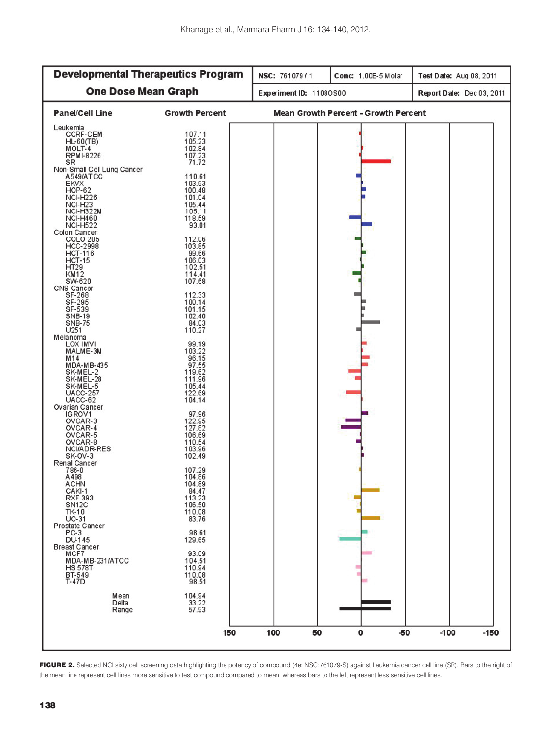| Developmental Therapeutics Program | NSC: 761079 / 1 | Conc: 1.00E-5 Molar | Test Date: Aug 08, 2011 |
| --- | --- | --- | --- |
| One Dose Mean Graph | Experiment ID: 1108OS00 | | Report Date: Dec 03, 2011 |

| Panel/Cell Line | Growth Percent |
| --- | --- |
| **Leukemia** | |
| CCRF-CEM | 107.11 |
| HL-60(TB) | 105.23 |
| MOLT-4 | 102.84 |
| RPMI-8226 | 107.23 |
| SR | 71.72 |
| **Non-Small Cell Lung Cancer** | |
| A549/ATCC | 110.61 |
| EKVX | 103.93 |
| HOP-62 | 100.48 |
| NCI-H226 | 101.04 |
| NCI-H23 | 105.44 |
| NCI-H322M | 105.11 |
| NCI-H460 | 118.59 |
| NCI-H522 | 93.01 |
| **Colon Cancer** | |
| COLO 205 | 112.06 |
| HCC-2998 | 103.85 |
| HCT-116 | 99.66 |
| HCT-15 | 106.03 |
| HT29 | 102.51 |
| KM12 | 114.41 |
| SW-620 | 107.68 |
| **CNS Cancer** | |
| SF-268 | 112.33 |
| SF-295 | 100.14 |
| SF-539 | 101.15 |
| SNB-19 | 102.40 |
| SNB-75 | 84.03 |
| U251 | 110.27 |
| **Melanoma** | |
| LOX IMVI | 99.19 |
| MALME-3M | 103.22 |
| M14 | 96.15 |
| MDA-MB-435 | 97.55 |
| SK-MEL-2 | 119.62 |
| SK-MEL-28 | 111.96 |
| SK-MEL-5 | 105.44 |
| UACC-257 | 122.69 |
| UACC-62 | 104.14 |
| **Ovarian Cancer** | |
| IGROV1 | 97.96 |
| OVCAR-3 | 122.95 |
| OVCAR-4 | 127.82 |
| OVCAR-5 | 106.69 |
| OVCAR-8 | 110.54 |
| NCI/ADR-RES | 103.96 |
| SK-OV-3 | 102.49 |
| **Renal Cancer** | |
| 786-0 | 107.29 |
| A498 | 104.86 |
| ACHN | 104.89 |
| CAKI-1 | 84.47 |
| RXF 393 | 113.23 |
| SN12C | 106.50 |
| TK-10 | 110.08 |
| UO-31 | 83.76 |
| **Prostate Cancer** | |
| PC-3 | 98.61 |
| DU-145 | 129.65 |
| **Breast Cancer** | |
| MCF7 | 93.09 |
| MDA-MB-231/ATCC | 104.51 |
| HS 578T | 110.94 |
| BT-549 | 110.08 |
| T-47D | 98.51 |
| Mean | 104.94 |
| Delta | 33.22 |
| Range | 57.93 |

Mean Growth Percent - Growth Percent (axis: 150, 100, 50, 0, -50, -100, -150)

**FIGURE 2.** Selected NCI sixty cell screening data highlighting the potency of compound (4e: NSC:761079-S) against Leukemia cancer cell line (SR). Bars to the right of the mean line represent cell lines more sensitive to test compound compared to mean, whereas bars to the left represent less sensitive cell lines.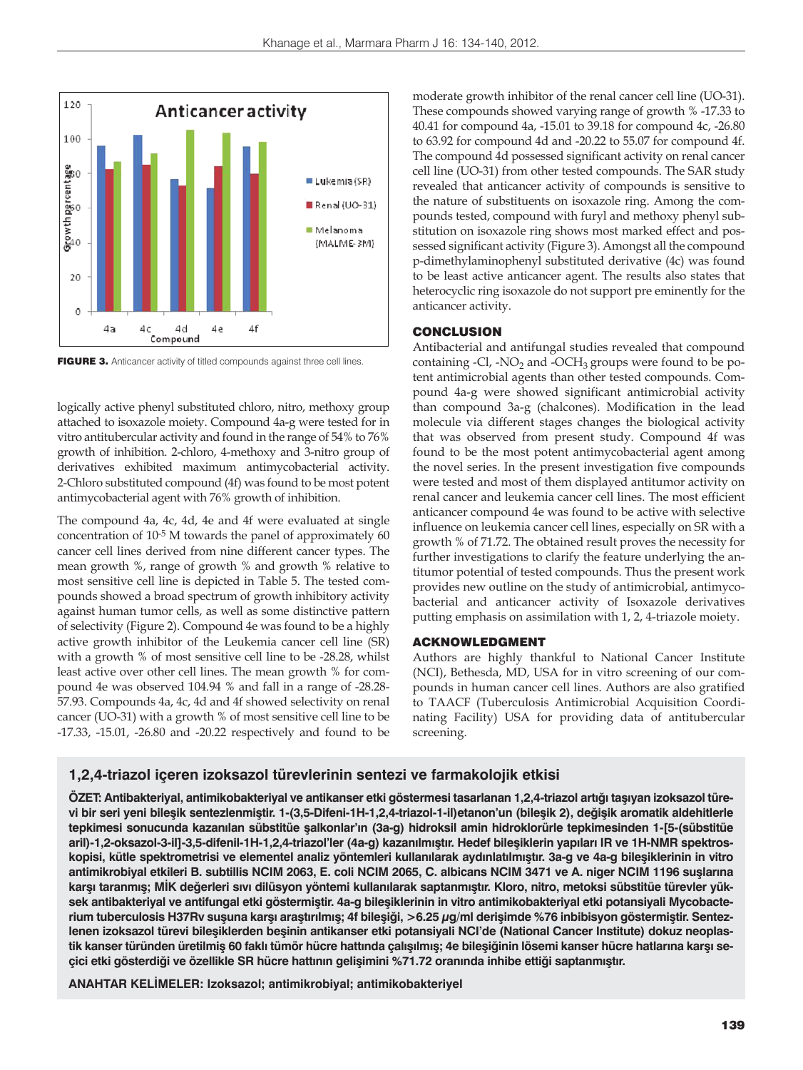FIGURE 3. Anticancer activity of titled compounds against three cell lines.

logically active phenyl substituted chloro, nitro, methoxy group attached to isoxazole moiety. Compound 4a-g were tested for in vitro antitubercular activity and found in the range of 54% to 76% growth of inhibition. 2-chloro, 4-methoxy and 3-nitro group of derivatives exhibited maximum antimycobacterial activity. 2-Chloro substituted compound (4f) was found to be most potent antimycobacterial agent with 76% growth of inhibition.

The compound 4a, 4c, 4d, 4e and 4f were evaluated at single concentration of $10^{-5}$ M towards the panel of approximately 60 cancer cell lines derived from nine different cancer types. The mean growth %, range of growth % and growth % relative to most sensitive cell line is depicted in Table 5. The tested compounds showed a broad spectrum of growth inhibitory activity against human tumor cells, as well as some distinctive pattern of selectivity (Figure 2). Compound 4e was found to be a highly active growth inhibitor of the Leukemia cancer cell line (SR) with a growth % of most sensitive cell line to be -28.28, whilst least active over other cell lines. The mean growth % for compound 4e was observed 104.94 % and fall in a range of -28.28-57.93. Compounds 4a, 4c, 4d and 4f showed selectivity on renal cancer (UO-31) with a growth % of most sensitive cell line to be -17.33, -15.01, -26.80 and -20.22 respectively and found to be moderate growth inhibitor of the renal cancer cell line (UO-31). These compounds showed varying range of growth % -17.33 to 40.41 for compound 4a, -15.01 to 39.18 for compound 4c, -26.80 to 63.92 for compound 4d and -20.22 to 55.07 for compound 4f. The compound 4d possessed significant activity on renal cancer cell line (UO-31) from other tested compounds. The SAR study revealed that anticancer activity of compounds is sensitive to the nature of substituents on isoxazole ring. Among the compounds tested, compound with furyl and methoxy phenyl substitution on isoxazole ring shows most marked effect and possessed significant activity (Figure 3). Amongst all the compound p-dimethylaminophenyl substituted derivative (4c) was found to be least active anticancer agent. The results also states that heterocyclic ring isoxazole do not support pre eminently for the anticancer activity.

## CONCLUSION

Antibacterial and antifungal studies revealed that compound containing -Cl, $-NO_2$ and $-OCH_3$ groups were found to be potent antimicrobial agents than other tested compounds. Compound 4a-g were showed significant antimicrobial activity than compound 3a-g (chalcones). Modification in the lead molecule via different stages changes the biological activity that was observed from present study. Compound 4f was found to be the most potent antimycobacterial agent among the novel series. In the present investigation five compounds were tested and most of them displayed antitumor activity on renal cancer and leukemia cancer cell lines. The most efficient anticancer compound 4e was found to be active with selective influence on leukemia cancer cell lines, especially on SR with a growth % of 71.72. The obtained result proves the necessity for further investigations to clarify the feature underlying the antitumor potential of tested compounds. Thus the present work provides new outline on the study of antimicrobial, antimycobacterial and anticancer activity of Isoxazole derivatives putting emphasis on assimilation with 1, 2, 4-triazole moiety.

## ACKNOWLEDGMENT

Authors are highly thankful to National Cancer Institute (NCI), Bethesda, MD, USA for in vitro screening of our compounds in human cancer cell lines. Authors are also gratified to TAACF (Tuberculosis Antimicrobial Acquisition Coordinating Facility) USA for providing data of antitubercular screening.

## 1,2,4-triazol içeren izoksazol türevlerinin sentezi ve farmakolojik etkisi

**ÖZET: Antibakteriyal, antimikobakteriyal ve antikanser etki göstermesi tasarlanan 1,2,4-triazol artığı taşıyan izoksazol türevi bir seri yeni bileşik sentezlenmiştir. 1-(3,5-Difeni-1H-1,2,4-triazol-1-il)etanon'un (bileşik 2), değişik aromatik aldehitlerle tepkimesi sonucunda kazanılan sübstitüe şalkonlar'ın (3a-g) hidroksil amin hidroklorürle tepkimesinden 1-[5-(sübstitüe aril)-1,2-oksazol-3-il]-3,5-difenil-1H-1,2,4-triazol'ler (4a-g) kazanılmıştır. Hedef bileşiklerin yapıları IR ve 1H-NMR spektroskopisi, kütle spektrometrisi ve elementel analiz yöntemleri kullanılarak aydınlatılmıştır. 3a-g ve 4a-g bileşiklerinin in vitro antimikrobiyal etkileri B. subtillis NCIM 2063, E. coli NCIM 2065, C. albicans NCIM 3471 ve A. niger NCIM 1196 suşlarına karşı taranmış; MİK değerleri sıvı dilüsyon yöntemi kullanılarak saptanmıştır. Kloro, nitro, metoksi sübstitüe türevler yüksek antibakteriyal ve antifungal etki göstermiştir. 4a-g bileşiklerinin in vitro antimikobakteriyal etki potansiyali Mycobacterium tuberculosis H37Rv suşuna karşı araştırılmış; 4f bileşiği, >6.25 μg/ml derişimde %76 inbibisyon göstermiştir. Sentezlenen izoksazol türevi bileşiklerden beşinin antikanser etki potansiyali NCI'de (National Cancer Institute) dokuz neoplastik kanser türünden üretilmiş 60 faklı tümör hücre hattında çalışılmış; 4e bileşiğinin lösemi kanser hücre hatlarına karşı seçici etki gösterdiği ve özellikle SR hücre hattının gelişimini %71.72 oranında inhibe ettiği saptanmıştır.**

**ANAHTAR KELİMELER: Izoksazol; antimikrobiyal; antimikobakteriyel**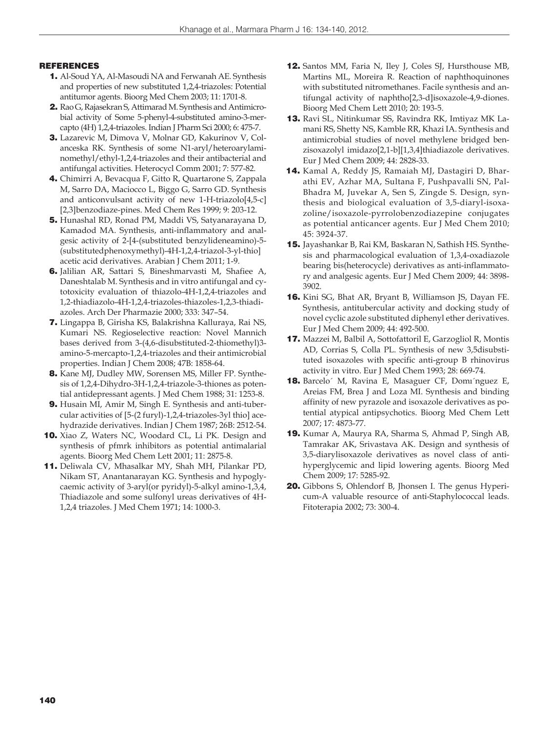## REFERENCES

1. Al-Soud YA, Al-Masoudi NA and Ferwanah AE. Synthesis and properties of new substituted 1,2,4-triazoles: Potential antitumor agents. Bioorg Med Chem 2003; 11: 1701-8.
2. Rao G, Rajasekran S, Attimarad M. Synthesis and Antimicrobial activity of Some 5-phenyl-4-substituted amino-3-mercapto (4H) 1,2,4-triazoles. Indian J Pharm Sci 2000; 6: 475-7.
3. Lazarevic M, Dimova V, Molnar GD, Kakurinov V, Colanceska RK. Synthesis of some N1-aryl/heteroarylaminomethyl/ethyl-1,2,4-triazoles and their antibacterial and antifungal activities. Heterocycl Comm 2001; 7: 577-82.
4. Chimirri A, Bevacqua F, Gitto R, Quartarone S, Zappala M, Sarro DA, Maciocco L, Biggo G, Sarro GD. Synthesis and anticonvulsant activity of new 1-H-triazolo[4,5-c][2,3]benzodiaze-pines. Med Chem Res 1999; 9: 203-12.
5. Hunashal RD, Ronad PM, Maddi VS, Satyanarayana D, Kamadod MA. Synthesis, anti-inflammatory and analgesic activity of 2-[4-(substituted benzylideneamino)-5-(substitutedphenoxymethyl)-4H-1,2,4-triazol-3-yl-thio] acetic acid derivatives. Arabian J Chem 2011; 1-9.
6. Jalilian AR, Sattari S, Bineshmarvasti M, Shafiee A, Daneshtalab M. Synthesis and in vitro antifungal and cytotoxicity evaluation of thiazolo-4H-1,2,4-triazoles and 1,2-thiadiazolo-4H-1,2,4-triazoles-thiazoles-1,2,3-thiadiazoles. Arch Der Pharmazie 2000; 333: 347–54.
7. Lingappa B, Girisha KS, Balakrishna Kalluraya, Rai NS, Kumari NS. Regioselective reaction: Novel Mannich bases derived from 3-(4,6-disubstituted-2-thiomethyl)3-amino-5-mercapto-1,2,4-triazoles and their antimicrobial properties. Indian J Chem 2008; 47B: 1858-64.
8. Kane MJ, Dudley MW, Sorensen MS, Miller FP. Synthesis of 1,2,4-Dihydro-3H-1,2,4-triazole-3-thiones as potential antidepressant agents. J Med Chem 1988; 31: 1253-8.
9. Husain MI, Amir M, Singh E. Synthesis and anti-tubercular activities of [5-(2 furyl)-1,2,4-triazoles-3yl thio] acehydrazide derivatives. Indian J Chem 1987; 26B: 2512-54.
10. Xiao Z, Waters NC, Woodard CL, Li PK. Design and synthesis of pfmrk inhibitors as potential antimalarial agents. Bioorg Med Chem Lett 2001; 11: 2875-8.
11. Deliwala CV, Mhasalkar MY, Shah MH, Pilankar PD, Nikam ST, Anantanarayan KG. Synthesis and hypoglycaemic activity of 3-aryl(or pyridyl)-5-alkyl amino-1,3,4, Thiadiazole and some sulfonyl ureas derivatives of 4H-1,2,4 triazoles. J Med Chem 1971; 14: 1000-3.
12. Santos MM, Faria N, Iley J, Coles SJ, Hursthouse MB, Martins ML, Moreira R. Reaction of naphthoquinones with substituted nitromethanes. Facile synthesis and antifungal activity of naphtho[2,3-d]isoxazole-4,9-diones. Bioorg Med Chem Lett 2010; 20: 193-5.
13. Ravi SL, Nitinkumar SS, Ravindra RK, Imtiyaz MK Lamani RS, Shetty NS, Kamble RR, Khazi IA. Synthesis and antimicrobial studies of novel methylene bridged benzisoxazolyl imidazo[2,1-b][1,3,4]thiadiazole derivatives. Eur J Med Chem 2009; 44: 2828-33.
14. Kamal A, Reddy JS, Ramaiah MJ, Dastagiri D, Bharathi EV, Azhar MA, Sultana F, Pushpavalli SN, Pal-Bhadra M, Juvekar A, Sen S, Zingde S. Design, synthesis and biological evaluation of 3,5-diaryl-isoxazoline/isoxazole-pyrrolobenzodiazepine conjugates as potential anticancer agents. Eur J Med Chem 2010; 45: 3924-37.
15. Jayashankar B, Rai KM, Baskaran N, Sathish HS. Synthesis and pharmacological evaluation of 1,3,4-oxadiazole bearing bis(heterocycle) derivatives as anti-inflammatory and analgesic agents. Eur J Med Chem 2009; 44: 3898-3902.
16. Kini SG, Bhat AR, Bryant B, Williamson JS, Dayan FE. Synthesis, antitubercular activity and docking study of novel cyclic azole substituted diphenyl ether derivatives. Eur J Med Chem 2009; 44: 492-500.
17. Mazzei M, Balbil A, Sottofattoril E, Garzogliol R, Montis AD, Corrias S, Colla PL. Synthesis of new 3,5disubstituted isoxazoles with specific anti-group B rhinovirus activity in vitro. Eur J Med Chem 1993; 28: 669-74.
18. Barcelo´ M, Ravina E, Masaguer CF, Domı´nguez E, Areias FM, Brea J and Loza MI. Synthesis and binding affinity of new pyrazole and isoxazole derivatives as potential atypical antipsychotics. Bioorg Med Chem Lett 2007; 17: 4873-77.
19. Kumar A, Maurya RA, Sharma S, Ahmad P, Singh AB, Tamrakar AK, Srivastava AK. Design and synthesis of 3,5-diarylisoxazole derivatives as novel class of anti-hyperglycemic and lipid lowering agents. Bioorg Med Chem 2009; 17: 5285-92.
20. Gibbons S, Ohlendorf B, Jhonsen I. The genus Hypericum-A valuable resource of anti-Staphylococcal leads. Fitoterapia 2002; 73: 300-4.